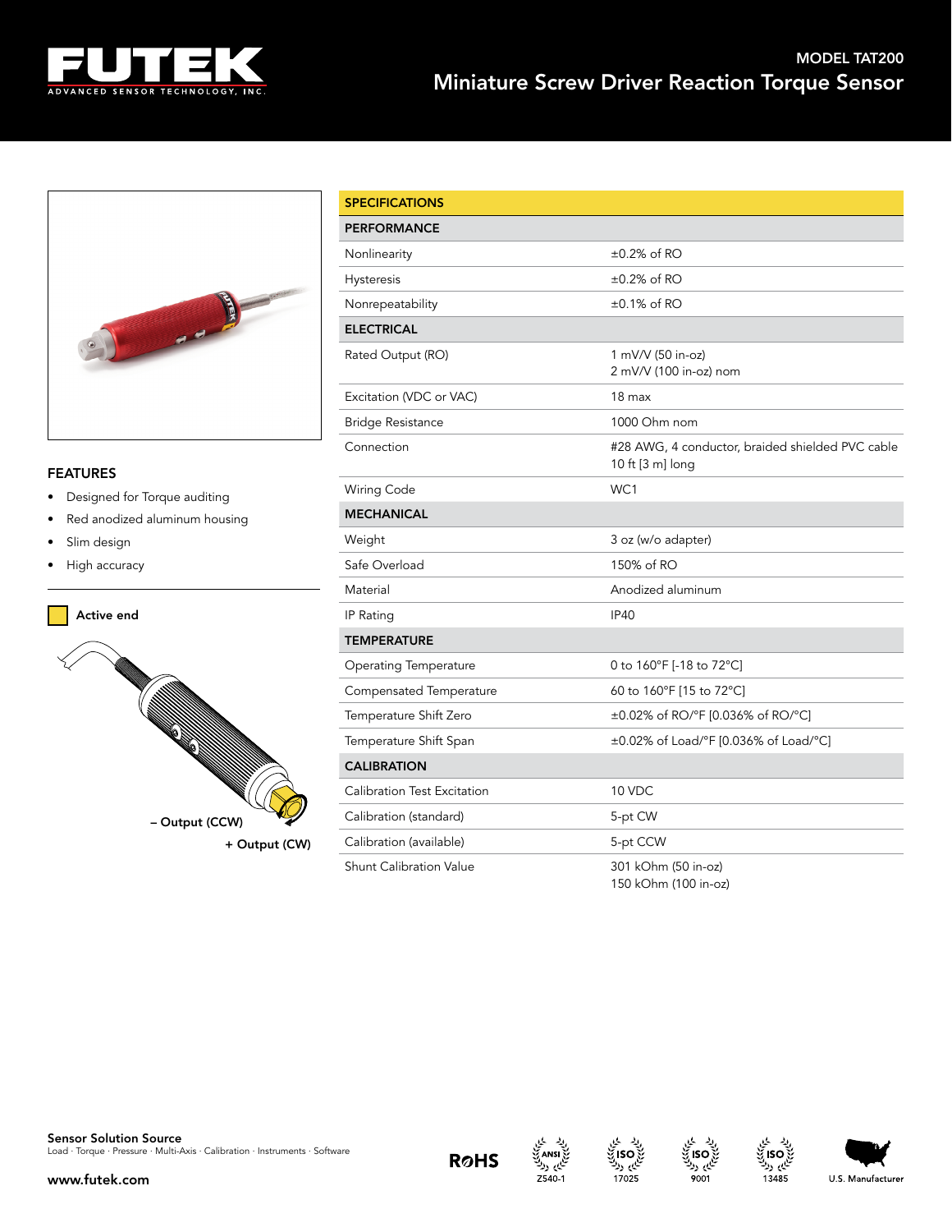# MODEL TAT200

## Miniature Screw Driver Reaction Torque Sensor

### FEATURES

- Designed for Torque auditing
- Red anodized aluminum housing
- Slim design
- High accuracy

Active end

– Output (CCW)

+ Output (CW)

| SPECIFICATIONS | |
|---|---|
| **PERFORMANCE** | |
| Nonlinearity | ±0.2% of RO |
| Hysteresis | ±0.2% of RO |
| Nonrepeatability | ±0.1% of RO |
| **ELECTRICAL** | |
| Rated Output (RO) | 1 mV/V (50 in-oz)<br>2 mV/V (100 in-oz) nom |
| Excitation (VDC or VAC) | 18 max |
| Bridge Resistance | 1000 Ohm nom |
| Connection | #28 AWG, 4 conductor, braided shielded PVC cable 10 ft [3 m] long |
| Wiring Code | WC1 |
| **MECHANICAL** | |
| Weight | 3 oz (w/o adapter) |
| Safe Overload | 150% of RO |
| Material | Anodized aluminum |
| IP Rating | IP40 |
| **TEMPERATURE** | |
| Operating Temperature | 0 to 160°F [-18 to 72°C] |
| Compensated Temperature | 60 to 160°F [15 to 72°C] |
| Temperature Shift Zero | ±0.02% of RO/°F [0.036% of RO/°C] |
| Temperature Shift Span | ±0.02% of Load/°F [0.036% of Load/°C] |
| **CALIBRATION** | |
| Calibration Test Excitation | 10 VDC |
| Calibration (standard) | 5-pt CW |
| Calibration (available) | 5-pt CCW |
| Shunt Calibration Value | 301 kOhm (50 in-oz)<br>150 kOhm (100 in-oz) |

**Sensor Solution Source**
Load · Torque · Pressure · Multi-Axis · Calibration · Instruments · Software

www.futek.com

RoHS · ANSI Z540-1 · ISO 17025 · ISO 9001 · ISO 13485 · U.S. Manufacturer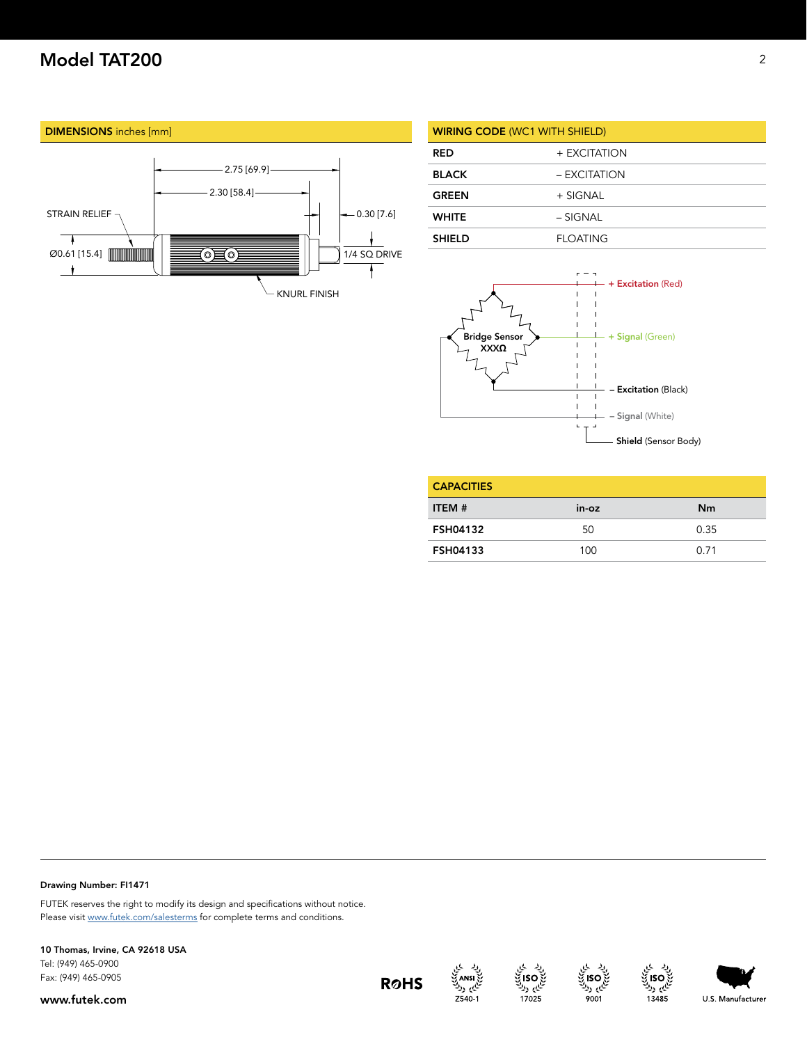# Model TAT200

## DIMENSIONS inches [mm]

2.75 [69.9]
2.30 [58.4]
0.30 [7.6]
STRAIN RELIEF
Ø0.61 [15.4]
1/4 SQ DRIVE
KNURL FINISH

## WIRING CODE (WC1 WITH SHIELD)

| | |
|---|---|
| **RED** | + EXCITATION |
| **BLACK** | – EXCITATION |
| **GREEN** | + SIGNAL |
| **WHITE** | – SIGNAL |
| **SHIELD** | FLOATING |

Bridge Sensor
XXXΩ
+ Excitation (Red)
+ Signal (Green)
– Excitation (Black)
– Signal (White)
Shield (Sensor Body)

## CAPACITIES

| ITEM # | in-oz | Nm |
|---|---|---|
| **FSH04132** | 50 | 0.35 |
| **FSH04133** | 100 | 0.71 |

**Drawing Number: FI1471**

FUTEK reserves the right to modify its design and specifications without notice.
Please visit www.futek.com/salesterms for complete terms and conditions.

**10 Thomas, Irvine, CA 92618 USA**
Tel: (949) 465-0900
Fax: (949) 465-0905

**www.futek.com**

RoHS   ANSI Z540-1   ISO 17025   ISO 9001   ISO 13485   U.S. Manufacturer